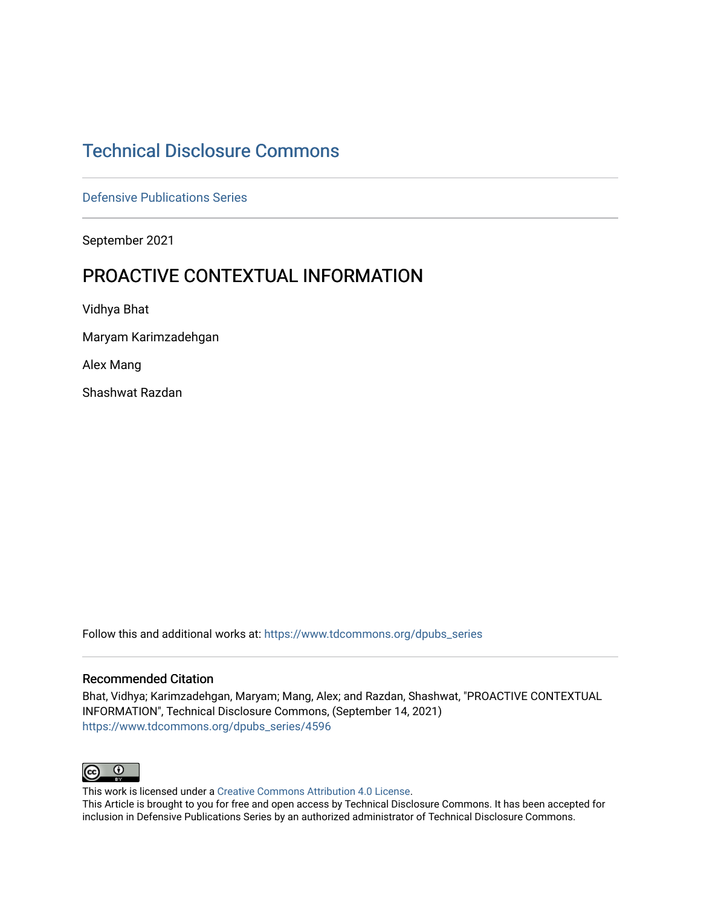# Technical Disclosure Commons

Defensive Publications Series

September 2021

## PROACTIVE CONTEXTUAL INFORMATION

Vidhya Bhat

Maryam Karimzadehgan

Alex Mang

Shashwat Razdan

Follow this and additional works at: https://www.tdcommons.org/dpubs_series

### Recommended Citation

Bhat, Vidhya; Karimzadehgan, Maryam; Mang, Alex; and Razdan, Shashwat, "PROACTIVE CONTEXTUAL INFORMATION", Technical Disclosure Commons, (September 14, 2021)
https://www.tdcommons.org/dpubs_series/4596

This work is licensed under a Creative Commons Attribution 4.0 License.
This Article is brought to you for free and open access by Technical Disclosure Commons. It has been accepted for inclusion in Defensive Publications Series by an authorized administrator of Technical Disclosure Commons.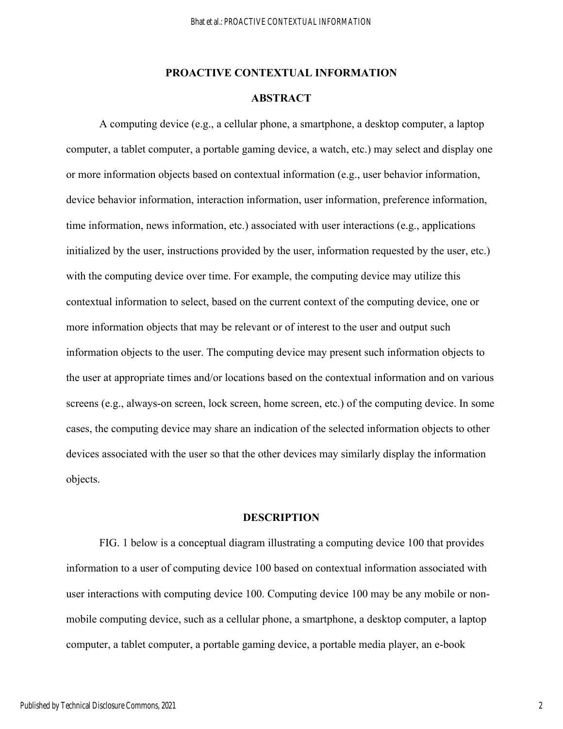## PROACTIVE CONTEXTUAL INFORMATION

### ABSTRACT

A computing device (e.g., a cellular phone, a smartphone, a desktop computer, a laptop computer, a tablet computer, a portable gaming device, a watch, etc.) may select and display one or more information objects based on contextual information (e.g., user behavior information, device behavior information, interaction information, user information, preference information, time information, news information, etc.) associated with user interactions (e.g., applications initialized by the user, instructions provided by the user, information requested by the user, etc.) with the computing device over time. For example, the computing device may utilize this contextual information to select, based on the current context of the computing device, one or more information objects that may be relevant or of interest to the user and output such information objects to the user. The computing device may present such information objects to the user at appropriate times and/or locations based on the contextual information and on various screens (e.g., always-on screen, lock screen, home screen, etc.) of the computing device. In some cases, the computing device may share an indication of the selected information objects to other devices associated with the user so that the other devices may similarly display the information objects.

### DESCRIPTION

FIG. 1 below is a conceptual diagram illustrating a computing device 100 that provides information to a user of computing device 100 based on contextual information associated with user interactions with computing device 100. Computing device 100 may be any mobile or non-mobile computing device, such as a cellular phone, a smartphone, a desktop computer, a laptop computer, a tablet computer, a portable gaming device, a portable media player, an e-book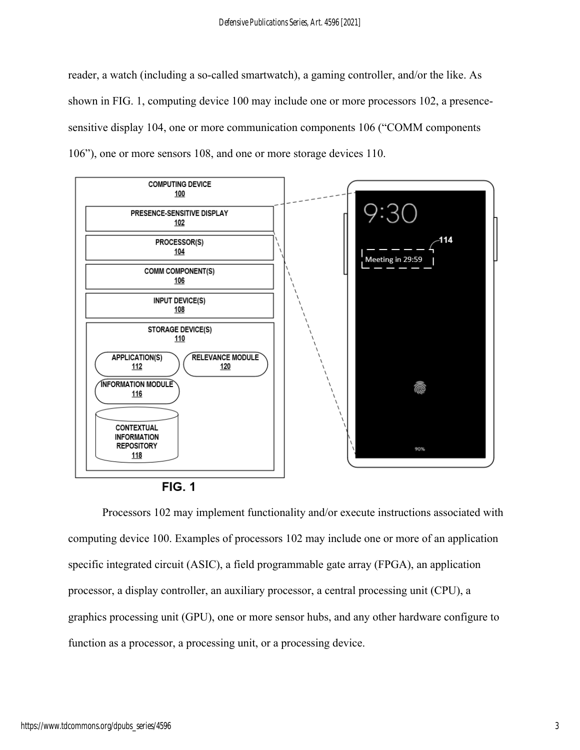reader, a watch (including a so-called smartwatch), a gaming controller, and/or the like. As shown in FIG. 1, computing device 100 may include one or more processors 102, a presence-sensitive display 104, one or more communication components 106 ("COMM components 106"), one or more sensors 108, and one or more storage devices 110.

FIG. 1

Processors 102 may implement functionality and/or execute instructions associated with computing device 100. Examples of processors 102 may include one or more of an application specific integrated circuit (ASIC), a field programmable gate array (FPGA), an application processor, a display controller, an auxiliary processor, a central processing unit (CPU), a graphics processing unit (GPU), one or more sensor hubs, and any other hardware configure to function as a processor, a processing unit, or a processing device.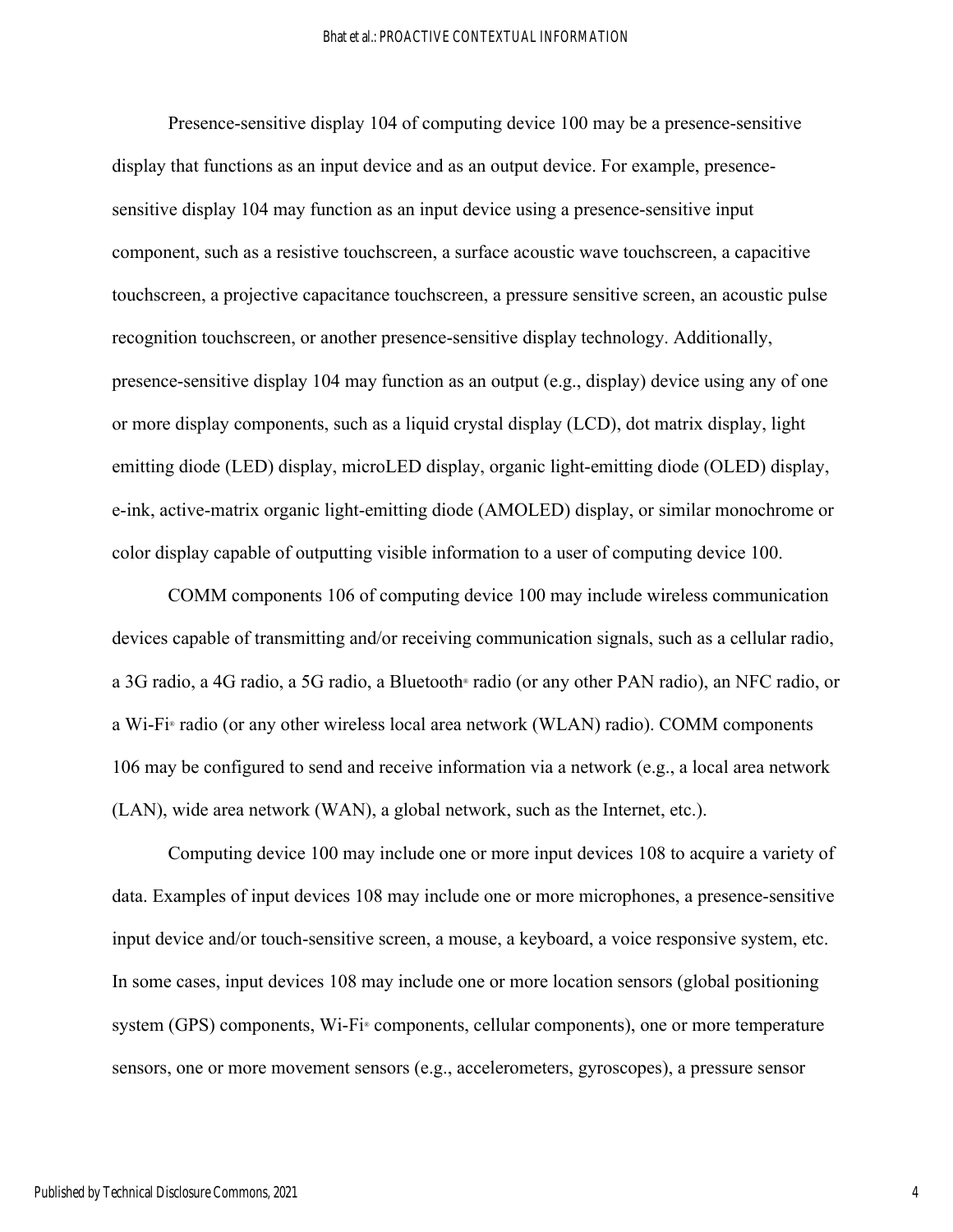Presence-sensitive display 104 of computing device 100 may be a presence-sensitive display that functions as an input device and as an output device. For example, presence-sensitive display 104 may function as an input device using a presence-sensitive input component, such as a resistive touchscreen, a surface acoustic wave touchscreen, a capacitive touchscreen, a projective capacitance touchscreen, a pressure sensitive screen, an acoustic pulse recognition touchscreen, or another presence-sensitive display technology. Additionally, presence-sensitive display 104 may function as an output (e.g., display) device using any of one or more display components, such as a liquid crystal display (LCD), dot matrix display, light emitting diode (LED) display, microLED display, organic light-emitting diode (OLED) display, e-ink, active-matrix organic light-emitting diode (AMOLED) display, or similar monochrome or color display capable of outputting visible information to a user of computing device 100.

COMM components 106 of computing device 100 may include wireless communication devices capable of transmitting and/or receiving communication signals, such as a cellular radio, a 3G radio, a 4G radio, a 5G radio, a Bluetooth® radio (or any other PAN radio), an NFC radio, or a Wi-Fi® radio (or any other wireless local area network (WLAN) radio). COMM components 106 may be configured to send and receive information via a network (e.g., a local area network (LAN), wide area network (WAN), a global network, such as the Internet, etc.).

Computing device 100 may include one or more input devices 108 to acquire a variety of data. Examples of input devices 108 may include one or more microphones, a presence-sensitive input device and/or touch-sensitive screen, a mouse, a keyboard, a voice responsive system, etc. In some cases, input devices 108 may include one or more location sensors (global positioning system (GPS) components, Wi-Fi® components, cellular components), one or more temperature sensors, one or more movement sensors (e.g., accelerometers, gyroscopes), a pressure sensor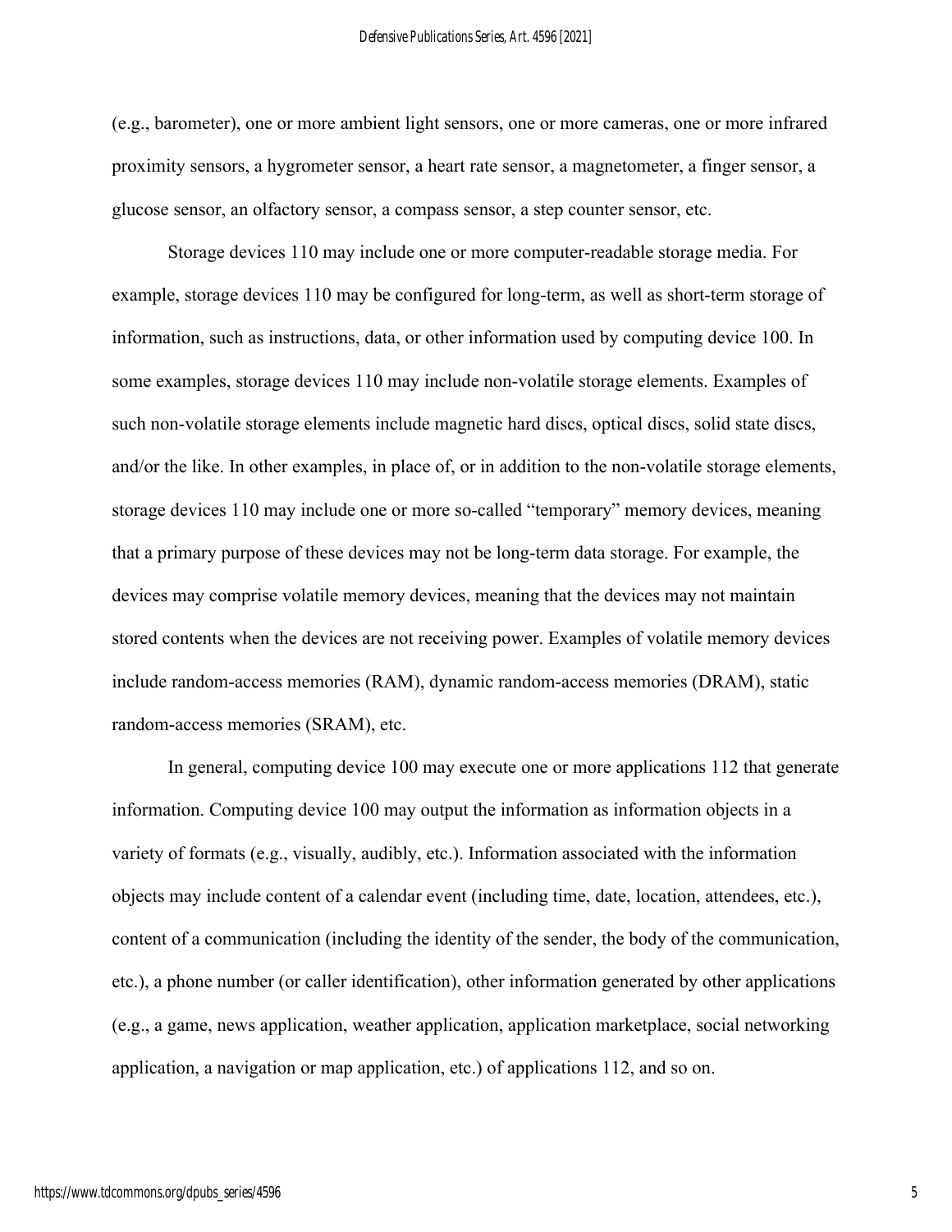(e.g., barometer), one or more ambient light sensors, one or more cameras, one or more infrared proximity sensors, a hygrometer sensor, a heart rate sensor, a magnetometer, a finger sensor, a glucose sensor, an olfactory sensor, a compass sensor, a step counter sensor, etc.

Storage devices 110 may include one or more computer-readable storage media. For example, storage devices 110 may be configured for long-term, as well as short-term storage of information, such as instructions, data, or other information used by computing device 100. In some examples, storage devices 110 may include non-volatile storage elements. Examples of such non-volatile storage elements include magnetic hard discs, optical discs, solid state discs, and/or the like. In other examples, in place of, or in addition to the non-volatile storage elements, storage devices 110 may include one or more so-called "temporary" memory devices, meaning that a primary purpose of these devices may not be long-term data storage. For example, the devices may comprise volatile memory devices, meaning that the devices may not maintain stored contents when the devices are not receiving power. Examples of volatile memory devices include random-access memories (RAM), dynamic random-access memories (DRAM), static random-access memories (SRAM), etc.

In general, computing device 100 may execute one or more applications 112 that generate information. Computing device 100 may output the information as information objects in a variety of formats (e.g., visually, audibly, etc.). Information associated with the information objects may include content of a calendar event (including time, date, location, attendees, etc.), content of a communication (including the identity of the sender, the body of the communication, etc.), a phone number (or caller identification), other information generated by other applications (e.g., a game, news application, weather application, application marketplace, social networking application, a navigation or map application, etc.) of applications 112, and so on.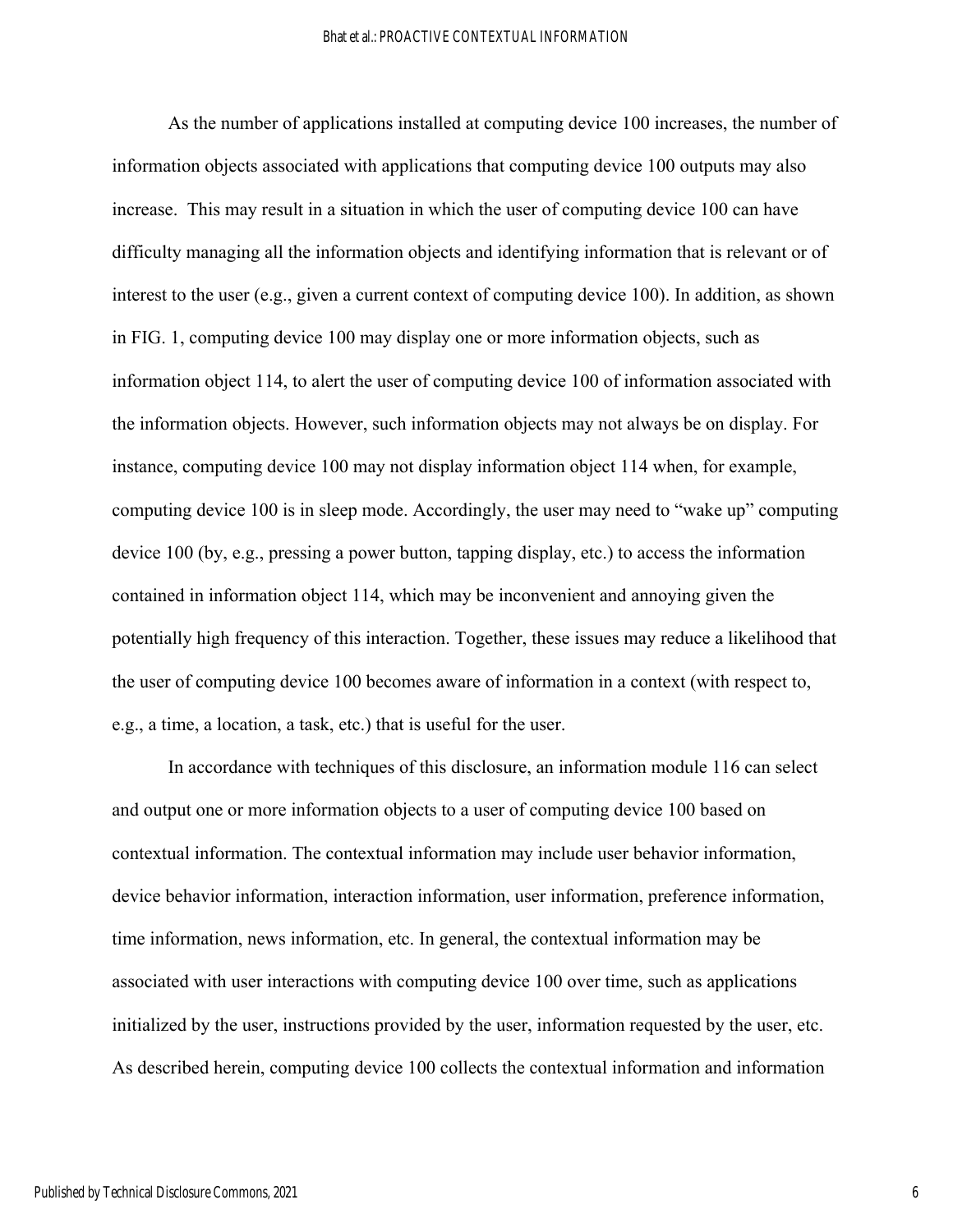As the number of applications installed at computing device 100 increases, the number of information objects associated with applications that computing device 100 outputs may also increase. This may result in a situation in which the user of computing device 100 can have difficulty managing all the information objects and identifying information that is relevant or of interest to the user (e.g., given a current context of computing device 100). In addition, as shown in FIG. 1, computing device 100 may display one or more information objects, such as information object 114, to alert the user of computing device 100 of information associated with the information objects. However, such information objects may not always be on display. For instance, computing device 100 may not display information object 114 when, for example, computing device 100 is in sleep mode. Accordingly, the user may need to "wake up" computing device 100 (by, e.g., pressing a power button, tapping display, etc.) to access the information contained in information object 114, which may be inconvenient and annoying given the potentially high frequency of this interaction. Together, these issues may reduce a likelihood that the user of computing device 100 becomes aware of information in a context (with respect to, e.g., a time, a location, a task, etc.) that is useful for the user.

In accordance with techniques of this disclosure, an information module 116 can select and output one or more information objects to a user of computing device 100 based on contextual information. The contextual information may include user behavior information, device behavior information, interaction information, user information, preference information, time information, news information, etc. In general, the contextual information may be associated with user interactions with computing device 100 over time, such as applications initialized by the user, instructions provided by the user, information requested by the user, etc. As described herein, computing device 100 collects the contextual information and information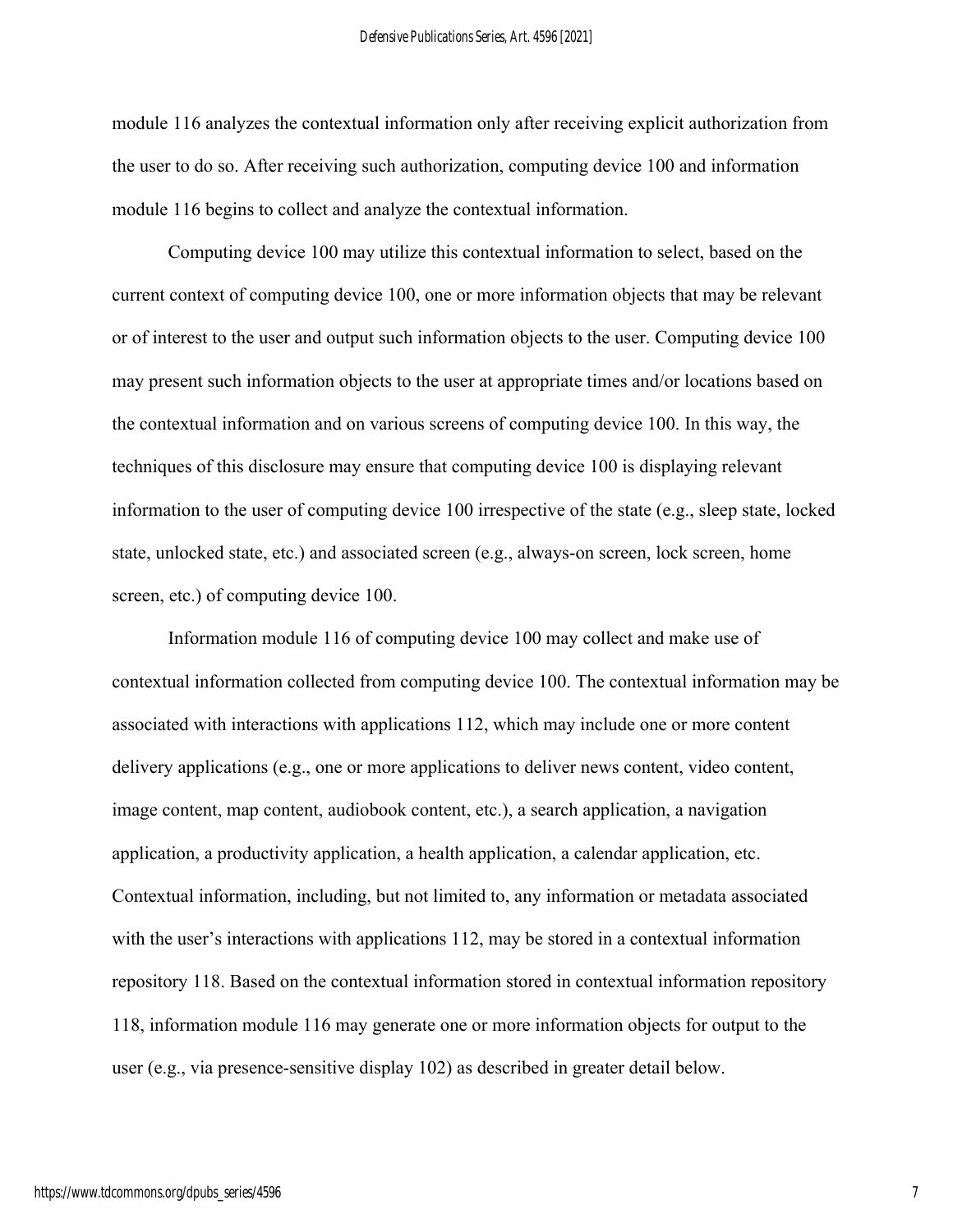module 116 analyzes the contextual information only after receiving explicit authorization from the user to do so. After receiving such authorization, computing device 100 and information module 116 begins to collect and analyze the contextual information.

Computing device 100 may utilize this contextual information to select, based on the current context of computing device 100, one or more information objects that may be relevant or of interest to the user and output such information objects to the user. Computing device 100 may present such information objects to the user at appropriate times and/or locations based on the contextual information and on various screens of computing device 100. In this way, the techniques of this disclosure may ensure that computing device 100 is displaying relevant information to the user of computing device 100 irrespective of the state (e.g., sleep state, locked state, unlocked state, etc.) and associated screen (e.g., always-on screen, lock screen, home screen, etc.) of computing device 100.

Information module 116 of computing device 100 may collect and make use of contextual information collected from computing device 100. The contextual information may be associated with interactions with applications 112, which may include one or more content delivery applications (e.g., one or more applications to deliver news content, video content, image content, map content, audiobook content, etc.), a search application, a navigation application, a productivity application, a health application, a calendar application, etc. Contextual information, including, but not limited to, any information or metadata associated with the user's interactions with applications 112, may be stored in a contextual information repository 118. Based on the contextual information stored in contextual information repository 118, information module 116 may generate one or more information objects for output to the user (e.g., via presence-sensitive display 102) as described in greater detail below.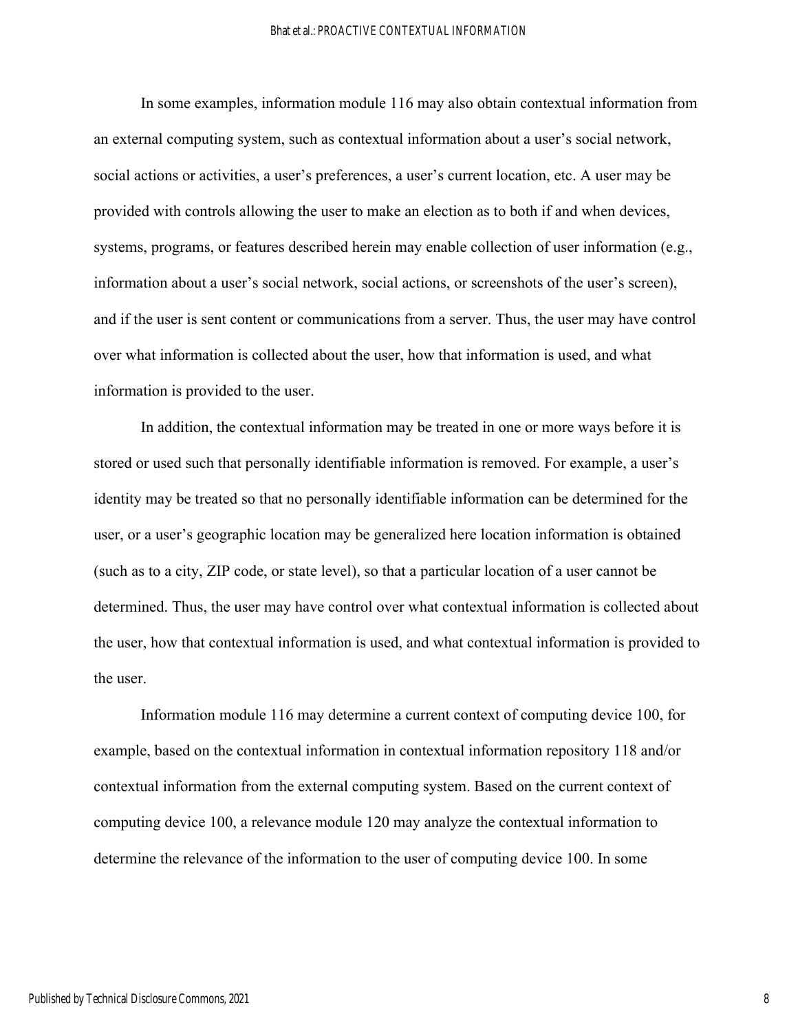In some examples, information module 116 may also obtain contextual information from an external computing system, such as contextual information about a user's social network, social actions or activities, a user's preferences, a user's current location, etc. A user may be provided with controls allowing the user to make an election as to both if and when devices, systems, programs, or features described herein may enable collection of user information (e.g., information about a user's social network, social actions, or screenshots of the user's screen), and if the user is sent content or communications from a server. Thus, the user may have control over what information is collected about the user, how that information is used, and what information is provided to the user.

In addition, the contextual information may be treated in one or more ways before it is stored or used such that personally identifiable information is removed. For example, a user's identity may be treated so that no personally identifiable information can be determined for the user, or a user's geographic location may be generalized here location information is obtained (such as to a city, ZIP code, or state level), so that a particular location of a user cannot be determined. Thus, the user may have control over what contextual information is collected about the user, how that contextual information is used, and what contextual information is provided to the user.

Information module 116 may determine a current context of computing device 100, for example, based on the contextual information in contextual information repository 118 and/or contextual information from the external computing system. Based on the current context of computing device 100, a relevance module 120 may analyze the contextual information to determine the relevance of the information to the user of computing device 100. In some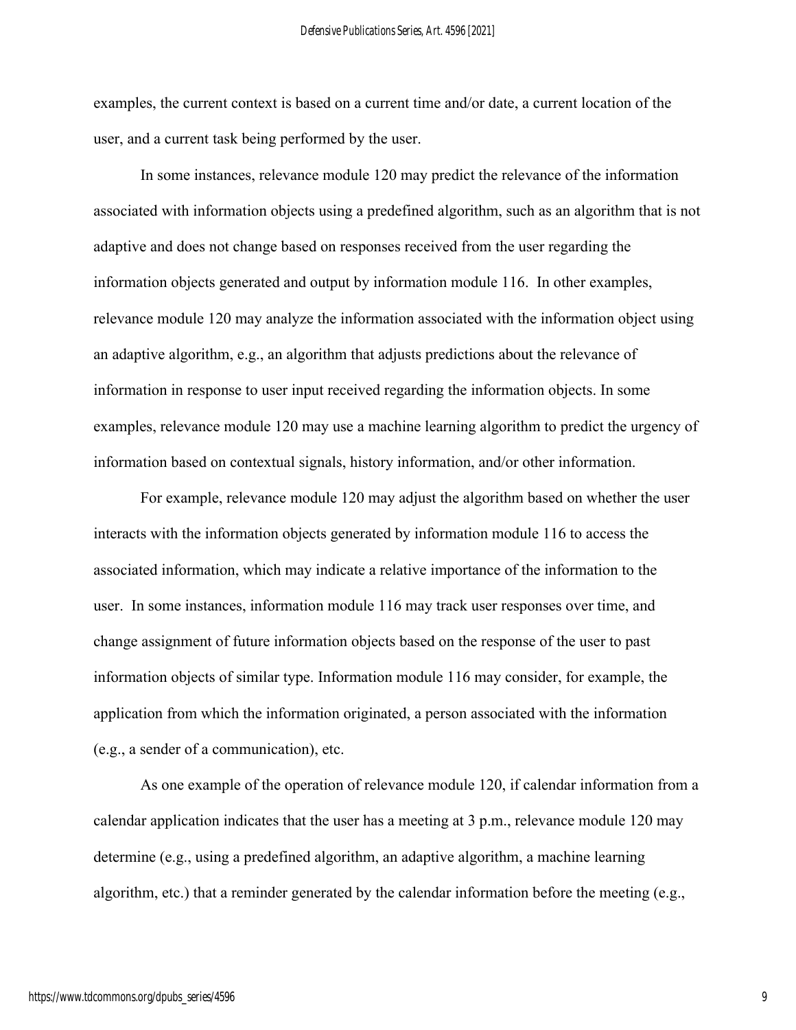examples, the current context is based on a current time and/or date, a current location of the user, and a current task being performed by the user.

In some instances, relevance module 120 may predict the relevance of the information associated with information objects using a predefined algorithm, such as an algorithm that is not adaptive and does not change based on responses received from the user regarding the information objects generated and output by information module 116. In other examples, relevance module 120 may analyze the information associated with the information object using an adaptive algorithm, e.g., an algorithm that adjusts predictions about the relevance of information in response to user input received regarding the information objects. In some examples, relevance module 120 may use a machine learning algorithm to predict the urgency of information based on contextual signals, history information, and/or other information.

For example, relevance module 120 may adjust the algorithm based on whether the user interacts with the information objects generated by information module 116 to access the associated information, which may indicate a relative importance of the information to the user. In some instances, information module 116 may track user responses over time, and change assignment of future information objects based on the response of the user to past information objects of similar type. Information module 116 may consider, for example, the application from which the information originated, a person associated with the information (e.g., a sender of a communication), etc.

As one example of the operation of relevance module 120, if calendar information from a calendar application indicates that the user has a meeting at 3 p.m., relevance module 120 may determine (e.g., using a predefined algorithm, an adaptive algorithm, a machine learning algorithm, etc.) that a reminder generated by the calendar information before the meeting (e.g.,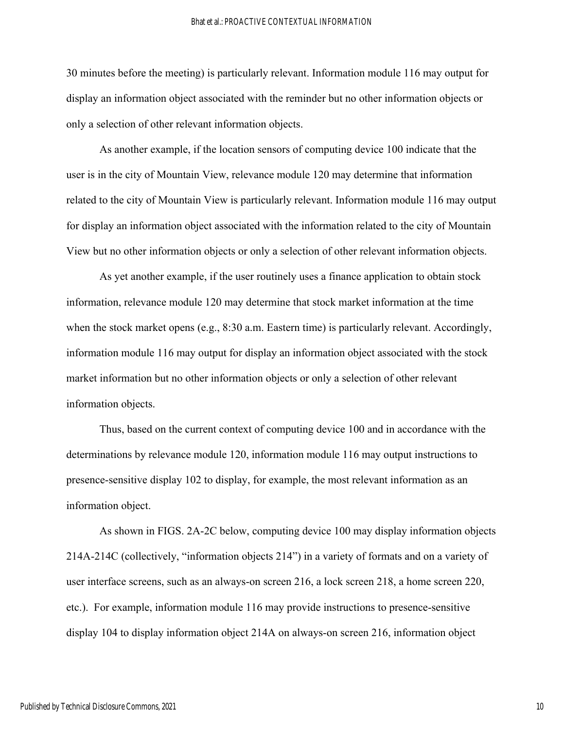30 minutes before the meeting) is particularly relevant. Information module 116 may output for display an information object associated with the reminder but no other information objects or only a selection of other relevant information objects.

As another example, if the location sensors of computing device 100 indicate that the user is in the city of Mountain View, relevance module 120 may determine that information related to the city of Mountain View is particularly relevant. Information module 116 may output for display an information object associated with the information related to the city of Mountain View but no other information objects or only a selection of other relevant information objects.

As yet another example, if the user routinely uses a finance application to obtain stock information, relevance module 120 may determine that stock market information at the time when the stock market opens (e.g., 8:30 a.m. Eastern time) is particularly relevant. Accordingly, information module 116 may output for display an information object associated with the stock market information but no other information objects or only a selection of other relevant information objects.

Thus, based on the current context of computing device 100 and in accordance with the determinations by relevance module 120, information module 116 may output instructions to presence-sensitive display 102 to display, for example, the most relevant information as an information object.

As shown in FIGS. 2A-2C below, computing device 100 may display information objects 214A-214C (collectively, "information objects 214") in a variety of formats and on a variety of user interface screens, such as an always-on screen 216, a lock screen 218, a home screen 220, etc.). For example, information module 116 may provide instructions to presence-sensitive display 104 to display information object 214A on always-on screen 216, information object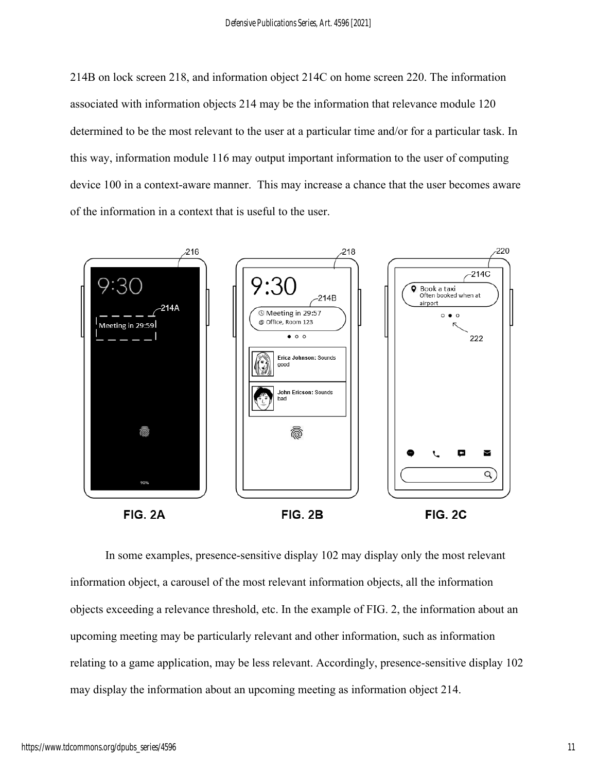214B on lock screen 218, and information object 214C on home screen 220. The information associated with information objects 214 may be the information that relevance module 120 determined to be the most relevant to the user at a particular time and/or for a particular task. In this way, information module 116 may output important information to the user of computing device 100 in a context-aware manner. This may increase a chance that the user becomes aware of the information in a context that is useful to the user.

FIG. 2A FIG. 2B FIG. 2C

In some examples, presence-sensitive display 102 may display only the most relevant information object, a carousel of the most relevant information objects, all the information objects exceeding a relevance threshold, etc. In the example of FIG. 2, the information about an upcoming meeting may be particularly relevant and other information, such as information relating to a game application, may be less relevant. Accordingly, presence-sensitive display 102 may display the information about an upcoming meeting as information object 214.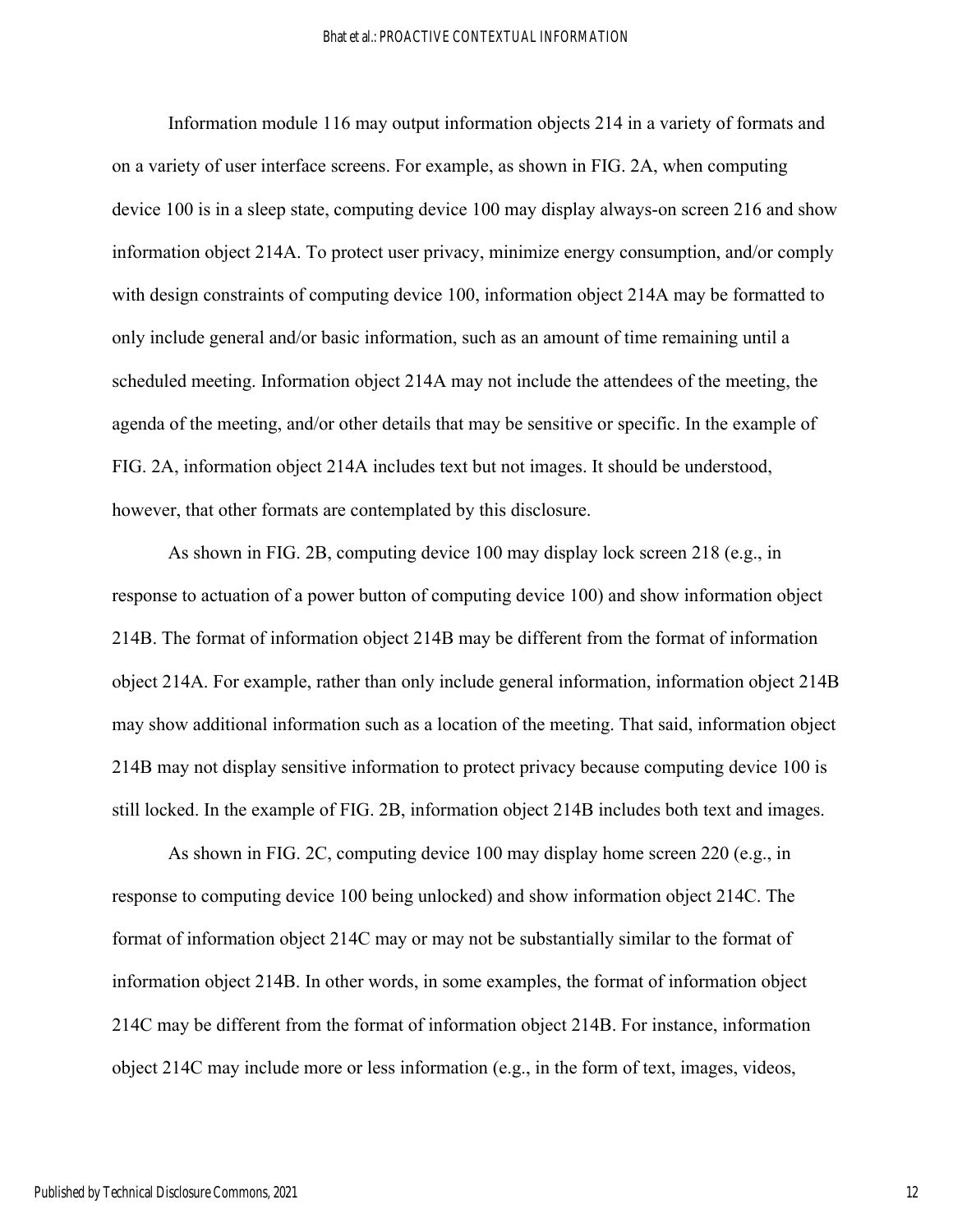Information module 116 may output information objects 214 in a variety of formats and on a variety of user interface screens. For example, as shown in FIG. 2A, when computing device 100 is in a sleep state, computing device 100 may display always-on screen 216 and show information object 214A. To protect user privacy, minimize energy consumption, and/or comply with design constraints of computing device 100, information object 214A may be formatted to only include general and/or basic information, such as an amount of time remaining until a scheduled meeting. Information object 214A may not include the attendees of the meeting, the agenda of the meeting, and/or other details that may be sensitive or specific. In the example of FIG. 2A, information object 214A includes text but not images. It should be understood, however, that other formats are contemplated by this disclosure.

As shown in FIG. 2B, computing device 100 may display lock screen 218 (e.g., in response to actuation of a power button of computing device 100) and show information object 214B. The format of information object 214B may be different from the format of information object 214A. For example, rather than only include general information, information object 214B may show additional information such as a location of the meeting. That said, information object 214B may not display sensitive information to protect privacy because computing device 100 is still locked. In the example of FIG. 2B, information object 214B includes both text and images.

As shown in FIG. 2C, computing device 100 may display home screen 220 (e.g., in response to computing device 100 being unlocked) and show information object 214C. The format of information object 214C may or may not be substantially similar to the format of information object 214B. In other words, in some examples, the format of information object 214C may be different from the format of information object 214B. For instance, information object 214C may include more or less information (e.g., in the form of text, images, videos,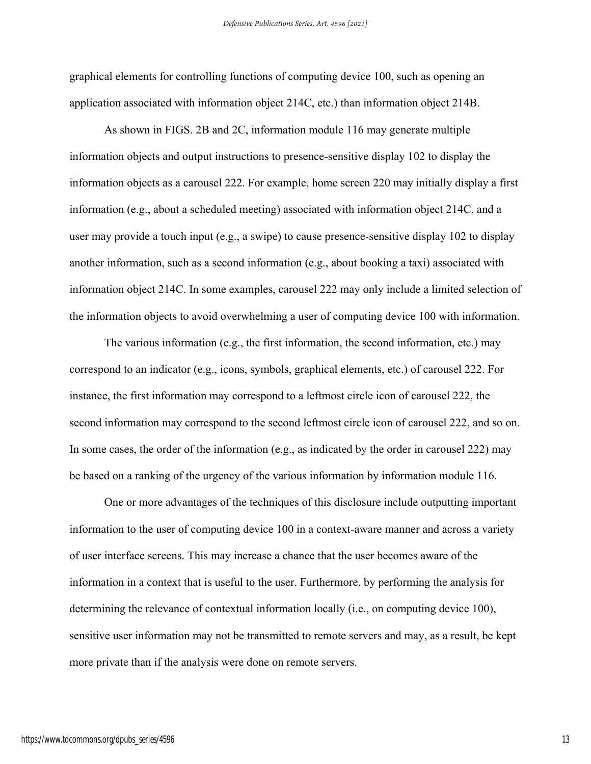graphical elements for controlling functions of computing device 100, such as opening an application associated with information object 214C, etc.) than information object 214B.

As shown in FIGS. 2B and 2C, information module 116 may generate multiple information objects and output instructions to presence-sensitive display 102 to display the information objects as a carousel 222. For example, home screen 220 may initially display a first information (e.g., about a scheduled meeting) associated with information object 214C, and a user may provide a touch input (e.g., a swipe) to cause presence-sensitive display 102 to display another information, such as a second information (e.g., about booking a taxi) associated with information object 214C. In some examples, carousel 222 may only include a limited selection of the information objects to avoid overwhelming a user of computing device 100 with information.

The various information (e.g., the first information, the second information, etc.) may correspond to an indicator (e.g., icons, symbols, graphical elements, etc.) of carousel 222. For instance, the first information may correspond to a leftmost circle icon of carousel 222, the second information may correspond to the second leftmost circle icon of carousel 222, and so on. In some cases, the order of the information (e.g., as indicated by the order in carousel 222) may be based on a ranking of the urgency of the various information by information module 116.

One or more advantages of the techniques of this disclosure include outputting important information to the user of computing device 100 in a context-aware manner and across a variety of user interface screens. This may increase a chance that the user becomes aware of the information in a context that is useful to the user. Furthermore, by performing the analysis for determining the relevance of contextual information locally (i.e., on computing device 100), sensitive user information may not be transmitted to remote servers and may, as a result, be kept more private than if the analysis were done on remote servers.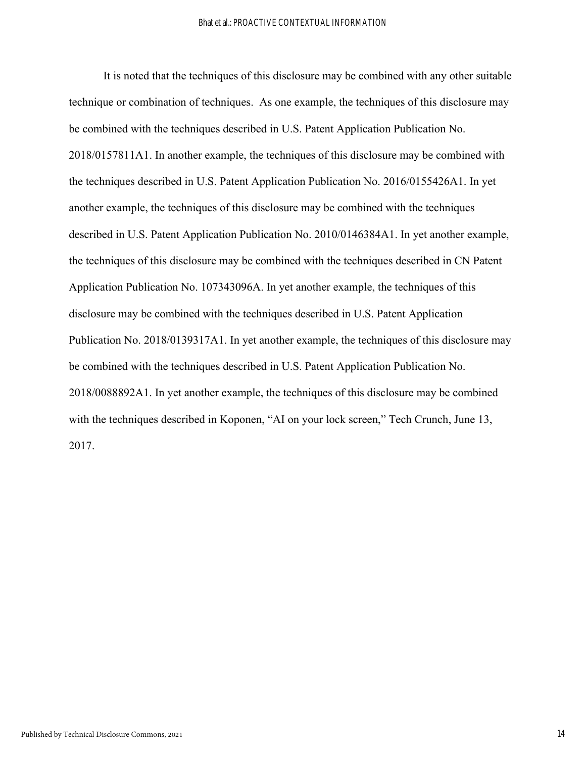It is noted that the techniques of this disclosure may be combined with any other suitable technique or combination of techniques. As one example, the techniques of this disclosure may be combined with the techniques described in U.S. Patent Application Publication No. 2018/0157811A1. In another example, the techniques of this disclosure may be combined with the techniques described in U.S. Patent Application Publication No. 2016/0155426A1. In yet another example, the techniques of this disclosure may be combined with the techniques described in U.S. Patent Application Publication No. 2010/0146384A1. In yet another example, the techniques of this disclosure may be combined with the techniques described in CN Patent Application Publication No. 107343096A. In yet another example, the techniques of this disclosure may be combined with the techniques described in U.S. Patent Application Publication No. 2018/0139317A1. In yet another example, the techniques of this disclosure may be combined with the techniques described in U.S. Patent Application Publication No. 2018/0088892A1. In yet another example, the techniques of this disclosure may be combined with the techniques described in Koponen, "AI on your lock screen," Tech Crunch, June 13, 2017.